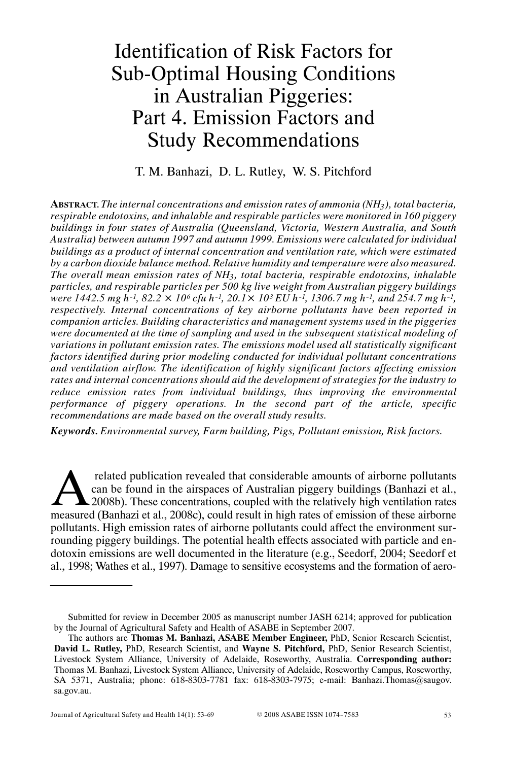# Identification of Risk Factors for Sub-Optimal Housing Conditions in Australian Piggeries: Part 4. Emission Factors and Study Recommendations

T. M. Banhazi, D. L. Rutley, W. S. Pitchford

**ABSTRACT.** *The internal concentrations and emission rates of ammonia ($NH_3$), total bacteria, respirable endotoxins, and inhalable and respirable particles were monitored in 160 piggery buildings in four states of Australia (Queensland, Victoria, Western Australia, and South Australia) between autumn 1997 and autumn 1999. Emissions were calculated for individual buildings as a product of internal concentration and ventilation rate, which were estimated by a carbon dioxide balance method. Relative humidity and temperature were also measured. The overall mean emission rates of $NH_3$, total bacteria, respirable endotoxins, inhalable particles, and respirable particles per 500 kg live weight from Australian piggery buildings were 1442.5 mg $h^{-1}$, 82.2 × $10^6$ cfu $h^{-1}$, 20.1× $10^3$ EU $h^{-1}$, 1306.7 mg $h^{-1}$, and 254.7 mg $h^{-1}$, respectively. Internal concentrations of key airborne pollutants have been reported in companion articles. Building characteristics and management systems used in the piggeries were documented at the time of sampling and used in the subsequent statistical modeling of variations in pollutant emission rates. The emissions model used all statistically significant factors identified during prior modeling conducted for individual pollutant concentrations and ventilation airflow. The identification of highly significant factors affecting emission rates and internal concentrations should aid the development of strategies for the industry to reduce emission rates from individual buildings, thus improving the environmental performance of piggery operations. In the second part of the article, specific recommendations are made based on the overall study results.*

***Keywords.** Environmental survey, Farm building, Pigs, Pollutant emission, Risk factors.*

A related publication revealed that considerable amounts of airborne pollutants can be found in the airspaces of Australian piggery buildings (Banhazi et al., 2008b). These concentrations, coupled with the relatively high ventilation rates measured (Banhazi et al., 2008c), could result in high rates of emission of these airborne pollutants. High emission rates of airborne pollutants could affect the environment surrounding piggery buildings. The potential health effects associated with particle and endotoxin emissions are well documented in the literature (e.g., Seedorf, 2004; Seedorf et al., 1998; Wathes et al., 1997). Damage to sensitive ecosystems and the formation of aero-

---

Submitted for review in December 2005 as manuscript number JASH 6214; approved for publication by the Journal of Agricultural Safety and Health of ASABE in September 2007.

The authors are **Thomas M. Banhazi, ASABE Member Engineer,** PhD, Senior Research Scientist, **David L. Rutley,** PhD, Research Scientist, and **Wayne S. Pitchford,** PhD, Senior Research Scientist, Livestock System Alliance, University of Adelaide, Roseworthy, Australia. **Corresponding author:** Thomas M. Banhazi, Livestock System Alliance, University of Adelaide, Roseworthy Campus, Roseworthy, SA 5371, Australia; phone: 618-8303-7781 fax: 618-8303-7975; e-mail: Banhazi.Thomas@saugov.sa.gov.au.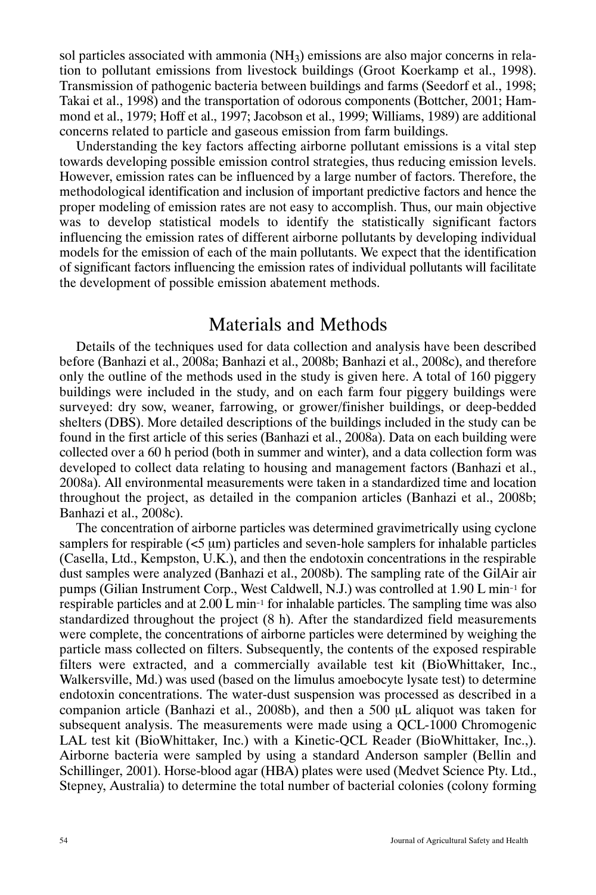sol particles associated with ammonia ($NH_3$) emissions are also major concerns in relation to pollutant emissions from livestock buildings (Groot Koerkamp et al., 1998). Transmission of pathogenic bacteria between buildings and farms (Seedorf et al., 1998; Takai et al., 1998) and the transportation of odorous components (Bottcher, 2001; Hammond et al., 1979; Hoff et al., 1997; Jacobson et al., 1999; Williams, 1989) are additional concerns related to particle and gaseous emission from farm buildings.

Understanding the key factors affecting airborne pollutant emissions is a vital step towards developing possible emission control strategies, thus reducing emission levels. However, emission rates can be influenced by a large number of factors. Therefore, the methodological identification and inclusion of important predictive factors and hence the proper modeling of emission rates are not easy to accomplish. Thus, our main objective was to develop statistical models to identify the statistically significant factors influencing the emission rates of different airborne pollutants by developing individual models for the emission of each of the main pollutants. We expect that the identification of significant factors influencing the emission rates of individual pollutants will facilitate the development of possible emission abatement methods.

## Materials and Methods

Details of the techniques used for data collection and analysis have been described before (Banhazi et al., 2008a; Banhazi et al., 2008b; Banhazi et al., 2008c), and therefore only the outline of the methods used in the study is given here. A total of 160 piggery buildings were included in the study, and on each farm four piggery buildings were surveyed: dry sow, weaner, farrowing, or grower/finisher buildings, or deep-bedded shelters (DBS). More detailed descriptions of the buildings included in the study can be found in the first article of this series (Banhazi et al., 2008a). Data on each building were collected over a 60 h period (both in summer and winter), and a data collection form was developed to collect data relating to housing and management factors (Banhazi et al., 2008a). All environmental measurements were taken in a standardized time and location throughout the project, as detailed in the companion articles (Banhazi et al., 2008b; Banhazi et al., 2008c).

The concentration of airborne particles was determined gravimetrically using cyclone samplers for respirable (<5 μm) particles and seven-hole samplers for inhalable particles (Casella, Ltd., Kempston, U.K.), and then the endotoxin concentrations in the respirable dust samples were analyzed (Banhazi et al., 2008b). The sampling rate of the GilAir air pumps (Gilian Instrument Corp., West Caldwell, N.J.) was controlled at 1.90 L $min^{-1}$ for respirable particles and at 2.00 L $min^{-1}$ for inhalable particles. The sampling time was also standardized throughout the project (8 h). After the standardized field measurements were complete, the concentrations of airborne particles were determined by weighing the particle mass collected on filters. Subsequently, the contents of the exposed respirable filters were extracted, and a commercially available test kit (BioWhittaker, Inc., Walkersville, Md.) was used (based on the limulus amoebocyte lysate test) to determine endotoxin concentrations. The water-dust suspension was processed as described in a companion article (Banhazi et al., 2008b), and then a 500 μL aliquot was taken for subsequent analysis. The measurements were made using a QCL-1000 Chromogenic LAL test kit (BioWhittaker, Inc.) with a Kinetic-QCL Reader (BioWhittaker, Inc.,). Airborne bacteria were sampled by using a standard Anderson sampler (Bellin and Schillinger, 2001). Horse-blood agar (HBA) plates were used (Medvet Science Pty. Ltd., Stepney, Australia) to determine the total number of bacterial colonies (colony forming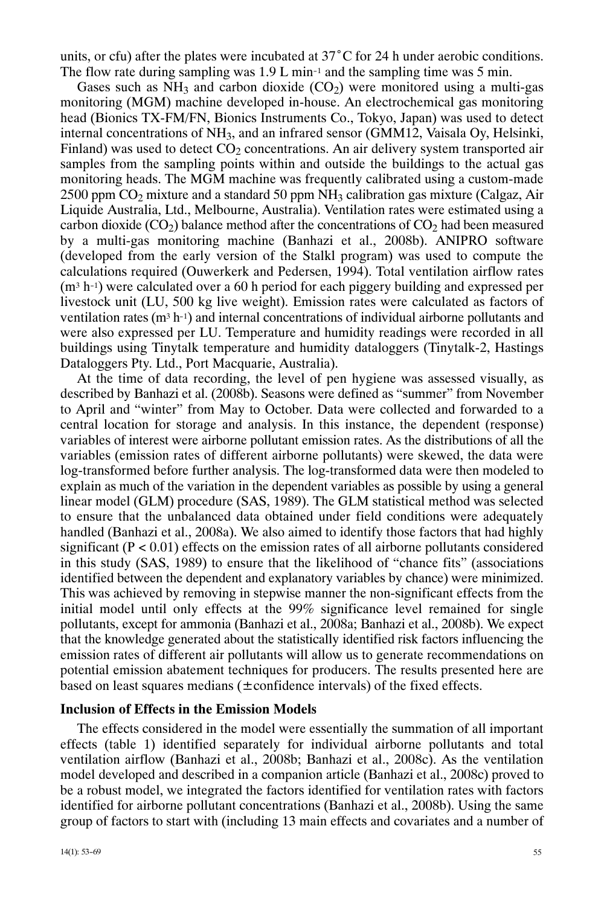units, or cfu) after the plates were incubated at 37˚C for 24 h under aerobic conditions. The flow rate during sampling was 1.9 L min$^{-1}$ and the sampling time was 5 min.

Gases such as $NH_3$ and carbon dioxide ($CO_2$) were monitored using a multi-gas monitoring (MGM) machine developed in-house. An electrochemical gas monitoring head (Bionics TX-FM/FN, Bionics Instruments Co., Tokyo, Japan) was used to detect internal concentrations of $NH_3$, and an infrared sensor (GMM12, Vaisala Oy, Helsinki, Finland) was used to detect $CO_2$ concentrations. An air delivery system transported air samples from the sampling points within and outside the buildings to the actual gas monitoring heads. The MGM machine was frequently calibrated using a custom-made 2500 ppm $CO_2$ mixture and a standard 50 ppm $NH_3$ calibration gas mixture (Calgaz, Air Liquide Australia, Ltd., Melbourne, Australia). Ventilation rates were estimated using a carbon dioxide ($CO_2$) balance method after the concentrations of $CO_2$ had been measured by a multi-gas monitoring machine (Banhazi et al., 2008b). ANIPRO software (developed from the early version of the Stalkl program) was used to compute the calculations required (Ouwerkerk and Pedersen, 1994). Total ventilation airflow rates (m$^3$ h$^{-1}$) were calculated over a 60 h period for each piggery building and expressed per livestock unit (LU, 500 kg live weight). Emission rates were calculated as factors of ventilation rates (m$^3$ h$^{-1}$) and internal concentrations of individual airborne pollutants and were also expressed per LU. Temperature and humidity readings were recorded in all buildings using Tinytalk temperature and humidity dataloggers (Tinytalk-2, Hastings Dataloggers Pty. Ltd., Port Macquarie, Australia).

At the time of data recording, the level of pen hygiene was assessed visually, as described by Banhazi et al. (2008b). Seasons were defined as "summer" from November to April and "winter" from May to October. Data were collected and forwarded to a central location for storage and analysis. In this instance, the dependent (response) variables of interest were airborne pollutant emission rates. As the distributions of all the variables (emission rates of different airborne pollutants) were skewed, the data were log-transformed before further analysis. The log-transformed data were then modeled to explain as much of the variation in the dependent variables as possible by using a general linear model (GLM) procedure (SAS, 1989). The GLM statistical method was selected to ensure that the unbalanced data obtained under field conditions were adequately handled (Banhazi et al., 2008a). We also aimed to identify those factors that had highly significant ($P < 0.01$) effects on the emission rates of all airborne pollutants considered in this study (SAS, 1989) to ensure that the likelihood of "chance fits" (associations identified between the dependent and explanatory variables by chance) were minimized. This was achieved by removing in stepwise manner the non-significant effects from the initial model until only effects at the 99% significance level remained for single pollutants, except for ammonia (Banhazi et al., 2008a; Banhazi et al., 2008b). We expect that the knowledge generated about the statistically identified risk factors influencing the emission rates of different air pollutants will allow us to generate recommendations on potential emission abatement techniques for producers. The results presented here are based on least squares medians (± confidence intervals) of the fixed effects.

### Inclusion of Effects in the Emission Models

The effects considered in the model were essentially the summation of all important effects (table 1) identified separately for individual airborne pollutants and total ventilation airflow (Banhazi et al., 2008b; Banhazi et al., 2008c). As the ventilation model developed and described in a companion article (Banhazi et al., 2008c) proved to be a robust model, we integrated the factors identified for ventilation rates with factors identified for airborne pollutant concentrations (Banhazi et al., 2008b). Using the same group of factors to start with (including 13 main effects and covariates and a number of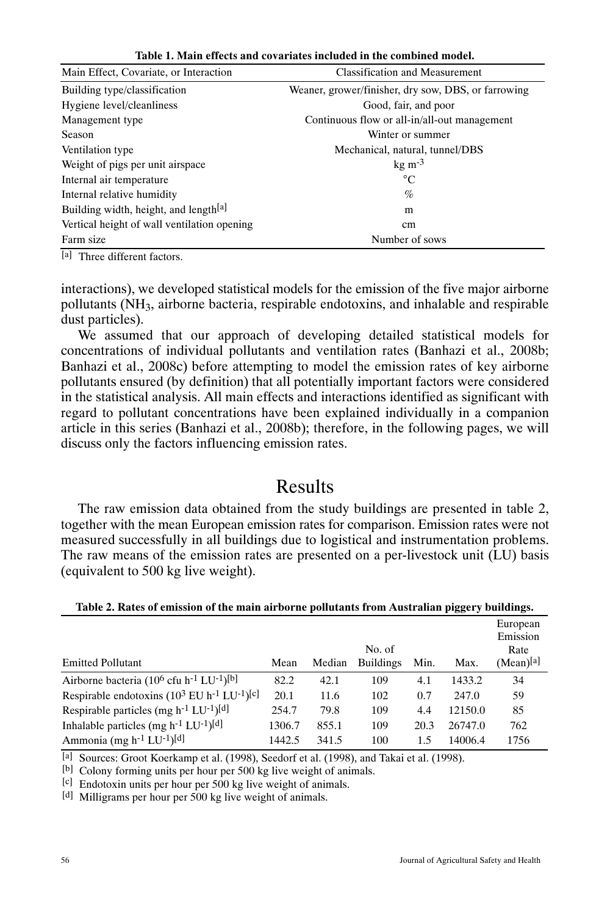**Table 1. Main effects and covariates included in the combined model.**

| Main Effect, Covariate, or Interaction | Classification and Measurement |
|---|---|
| Building type/classification | Weaner, grower/finisher, dry sow, DBS, or farrowing |
| Hygiene level/cleanliness | Good, fair, and poor |
| Management type | Continuous flow or all-in/all-out management |
| Season | Winter or summer |
| Ventilation type | Mechanical, natural, tunnel/DBS |
| Weight of pigs per unit airspace | kg $m^{-3}$ |
| Internal air temperature | °C |
| Internal relative humidity | % |
| Building width, height, and length[a] | m |
| Vertical height of wall ventilation opening | cm |
| Farm size | Number of sows |

[a] Three different factors.

interactions), we developed statistical models for the emission of the five major airborne pollutants ($NH_3$, airborne bacteria, respirable endotoxins, and inhalable and respirable dust particles).

We assumed that our approach of developing detailed statistical models for concentrations of individual pollutants and ventilation rates (Banhazi et al., 2008b; Banhazi et al., 2008c) before attempting to model the emission rates of key airborne pollutants ensured (by definition) that all potentially important factors were considered in the statistical analysis. All main effects and interactions identified as significant with regard to pollutant concentrations have been explained individually in a companion article in this series (Banhazi et al., 2008b); therefore, in the following pages, we will discuss only the factors influencing emission rates.

# Results

The raw emission data obtained from the study buildings are presented in table 2, together with the mean European emission rates for comparison. Emission rates were not measured successfully in all buildings due to logistical and instrumentation problems. The raw means of the emission rates are presented on a per-livestock unit (LU) basis (equivalent to 500 kg live weight).

**Table 2. Rates of emission of the main airborne pollutants from Australian piggery buildings.**

| Emitted Pollutant | Mean | Median | No. of Buildings | Min. | Max. | European Emission Rate (Mean)[a] |
|---|---|---|---|---|---|---|
| Airborne bacteria ($10^6$ cfu $h^{-1}$ $LU^{-1}$)[b] | 82.2 | 42.1 | 109 | 4.1 | 1433.2 | 34 |
| Respirable endotoxins ($10^3$ EU $h^{-1}$ $LU^{-1}$)[c] | 20.1 | 11.6 | 102 | 0.7 | 247.0 | 59 |
| Respirable particles (mg $h^{-1}$ $LU^{-1}$)[d] | 254.7 | 79.8 | 109 | 4.4 | 12150.0 | 85 |
| Inhalable particles (mg $h^{-1}$ $LU^{-1}$)[d] | 1306.7 | 855.1 | 109 | 20.3 | 26747.0 | 762 |
| Ammonia (mg $h^{-1}$ $LU^{-1}$)[d] | 1442.5 | 341.5 | 100 | 1.5 | 14006.4 | 1756 |

[a] Sources: Groot Koerkamp et al. (1998), Seedorf et al. (1998), and Takai et al. (1998).

[b] Colony forming units per hour per 500 kg live weight of animals.

[c] Endotoxin units per hour per 500 kg live weight of animals.

[d] Milligrams per hour per 500 kg live weight of animals.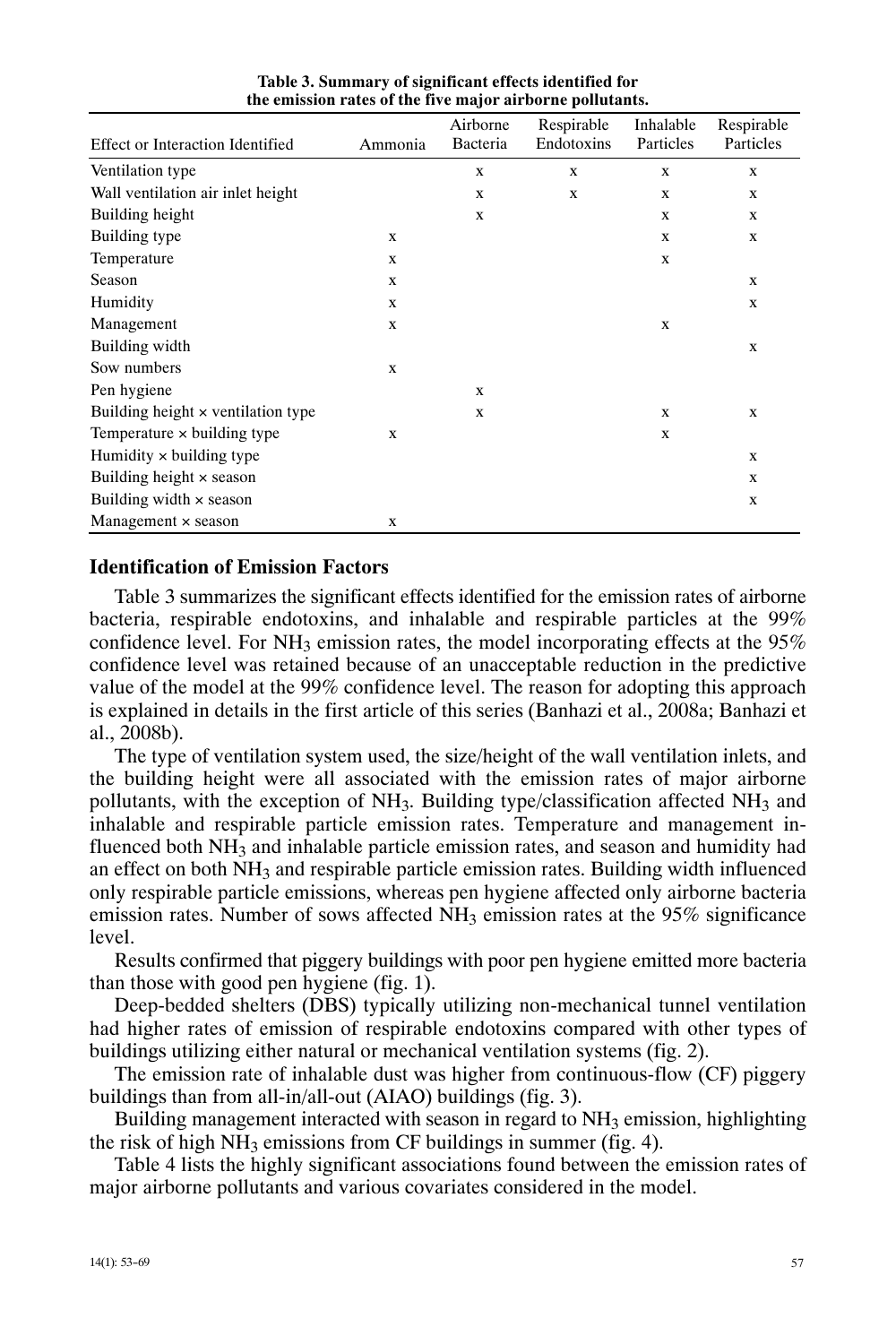**Table 3. Summary of significant effects identified for the emission rates of the five major airborne pollutants.**

| Effect or Interaction Identified | Ammonia | Airborne Bacteria | Respirable Endotoxins | Inhalable Particles | Respirable Particles |
|---|---|---|---|---|---|
| Ventilation type | | x | x | x | x |
| Wall ventilation air inlet height | | x | x | x | x |
| Building height | | x | | x | x |
| Building type | x | | | x | x |
| Temperature | x | | | x | |
| Season | x | | | | x |
| Humidity | x | | | | x |
| Management | x | | | x | |
| Building width | | | | | x |
| Sow numbers | x | | | | |
| Pen hygiene | | x | | | |
| Building height × ventilation type | | x | | x | x |
| Temperature × building type | x | | | x | |
| Humidity × building type | | | | | x |
| Building height × season | | | | | x |
| Building width × season | | | | | x |
| Management × season | x | | | | |

## Identification of Emission Factors

Table 3 summarizes the significant effects identified for the emission rates of airborne bacteria, respirable endotoxins, and inhalable and respirable particles at the 99% confidence level. For $NH_3$ emission rates, the model incorporating effects at the 95% confidence level was retained because of an unacceptable reduction in the predictive value of the model at the 99% confidence level. The reason for adopting this approach is explained in details in the first article of this series (Banhazi et al., 2008a; Banhazi et al., 2008b).

The type of ventilation system used, the size/height of the wall ventilation inlets, and the building height were all associated with the emission rates of major airborne pollutants, with the exception of $NH_3$. Building type/classification affected $NH_3$ and inhalable and respirable particle emission rates. Temperature and management influenced both $NH_3$ and inhalable particle emission rates, and season and humidity had an effect on both $NH_3$ and respirable particle emission rates. Building width influenced only respirable particle emissions, whereas pen hygiene affected only airborne bacteria emission rates. Number of sows affected $NH_3$ emission rates at the 95% significance level.

Results confirmed that piggery buildings with poor pen hygiene emitted more bacteria than those with good pen hygiene (fig. 1).

Deep-bedded shelters (DBS) typically utilizing non-mechanical tunnel ventilation had higher rates of emission of respirable endotoxins compared with other types of buildings utilizing either natural or mechanical ventilation systems (fig. 2).

The emission rate of inhalable dust was higher from continuous-flow (CF) piggery buildings than from all-in/all-out (AIAO) buildings (fig. 3).

Building management interacted with season in regard to $NH_3$ emission, highlighting the risk of high $NH_3$ emissions from CF buildings in summer (fig. 4).

Table 4 lists the highly significant associations found between the emission rates of major airborne pollutants and various covariates considered in the model.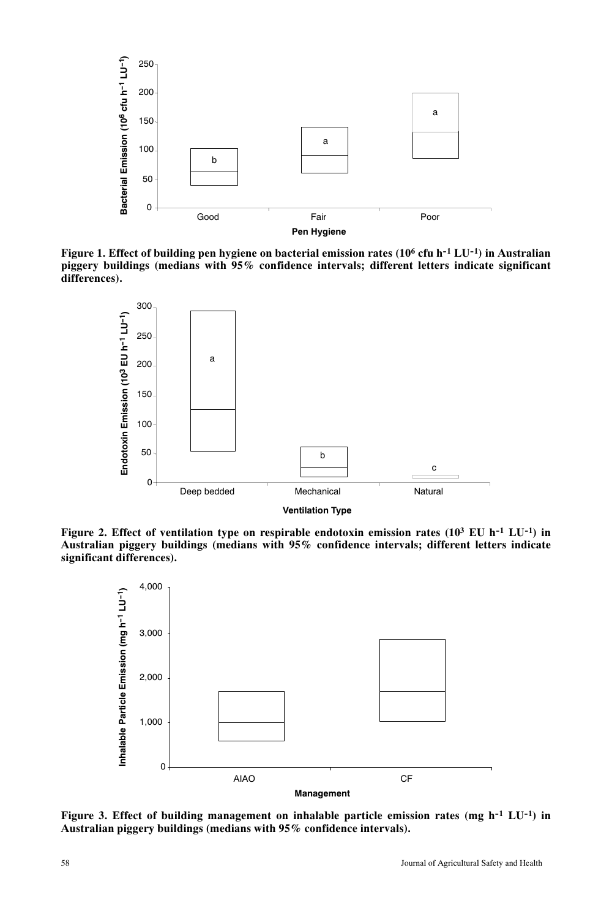**Figure 1. Effect of building pen hygiene on bacterial emission rates ($10^6$ cfu $h^{-1}$ $LU^{-1}$) in Australian piggery buildings (medians with 95% confidence intervals; different letters indicate significant differences).**

**Figure 2. Effect of ventilation type on respirable endotoxin emission rates ($10^3$ EU $h^{-1}$ $LU^{-1}$) in Australian piggery buildings (medians with 95% confidence intervals; different letters indicate significant differences).**

**Figure 3. Effect of building management on inhalable particle emission rates (mg $h^{-1}$ $LU^{-1}$) in Australian piggery buildings (medians with 95% confidence intervals).**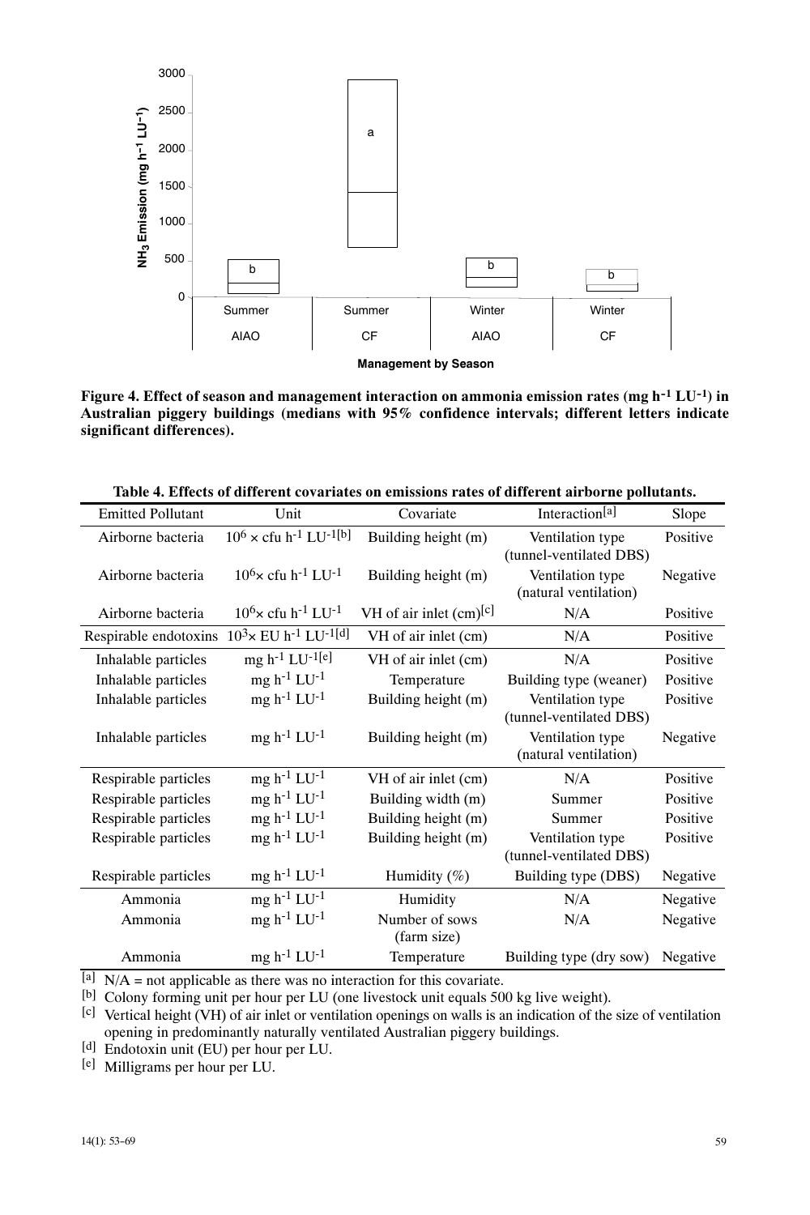**Figure 4. Effect of season and management interaction on ammonia emission rates (mg $h^{-1}$ $LU^{-1}$) in Australian piggery buildings (medians with 95% confidence intervals; different letters indicate significant differences).**

**Table 4. Effects of different covariates on emissions rates of different airborne pollutants.**

| Emitted Pollutant | Unit | Covariate | Interaction[a] | Slope |
|---|---|---|---|---|
| Airborne bacteria | $10^6 \times$ cfu $h^{-1}$ $LU^{-1}$[b] | Building height (m) | Ventilation type (tunnel-ventilated DBS) | Positive |
| Airborne bacteria | $10^6 \times$ cfu $h^{-1}$ $LU^{-1}$ | Building height (m) | Ventilation type (natural ventilation) | Negative |
| Airborne bacteria | $10^6 \times$ cfu $h^{-1}$ $LU^{-1}$ | VH of air inlet (cm)[c] | N/A | Positive |
| Respirable endotoxins | $10^3 \times$ EU $h^{-1}$ $LU^{-1}$[d] | VH of air inlet (cm) | N/A | Positive |
| Inhalable particles | mg $h^{-1}$ $LU^{-1}$[e] | VH of air inlet (cm) | N/A | Positive |
| Inhalable particles | mg $h^{-1}$ $LU^{-1}$ | Temperature | Building type (weaner) | Positive |
| Inhalable particles | mg $h^{-1}$ $LU^{-1}$ | Building height (m) | Ventilation type (tunnel-ventilated DBS) | Positive |
| Inhalable particles | mg $h^{-1}$ $LU^{-1}$ | Building height (m) | Ventilation type (natural ventilation) | Negative |
| Respirable particles | mg $h^{-1}$ $LU^{-1}$ | VH of air inlet (cm) | N/A | Positive |
| Respirable particles | mg $h^{-1}$ $LU^{-1}$ | Building width (m) | Summer | Positive |
| Respirable particles | mg $h^{-1}$ $LU^{-1}$ | Building height (m) | Summer | Positive |
| Respirable particles | mg $h^{-1}$ $LU^{-1}$ | Building height (m) | Ventilation type (tunnel-ventilated DBS) | Positive |
| Respirable particles | mg $h^{-1}$ $LU^{-1}$ | Humidity (%) | Building type (DBS) | Negative |
| Ammonia | mg $h^{-1}$ $LU^{-1}$ | Humidity | N/A | Negative |
| Ammonia | mg $h^{-1}$ $LU^{-1}$ | Number of sows (farm size) | N/A | Negative |
| Ammonia | mg $h^{-1}$ $LU^{-1}$ | Temperature | Building type (dry sow) | Negative |

[a] N/A = not applicable as there was no interaction for this covariate.
[b] Colony forming unit per hour per LU (one livestock unit equals 500 kg live weight).
[c] Vertical height (VH) of air inlet or ventilation openings on walls is an indication of the size of ventilation opening in predominantly naturally ventilated Australian piggery buildings.
[d] Endotoxin unit (EU) per hour per LU.
[e] Milligrams per hour per LU.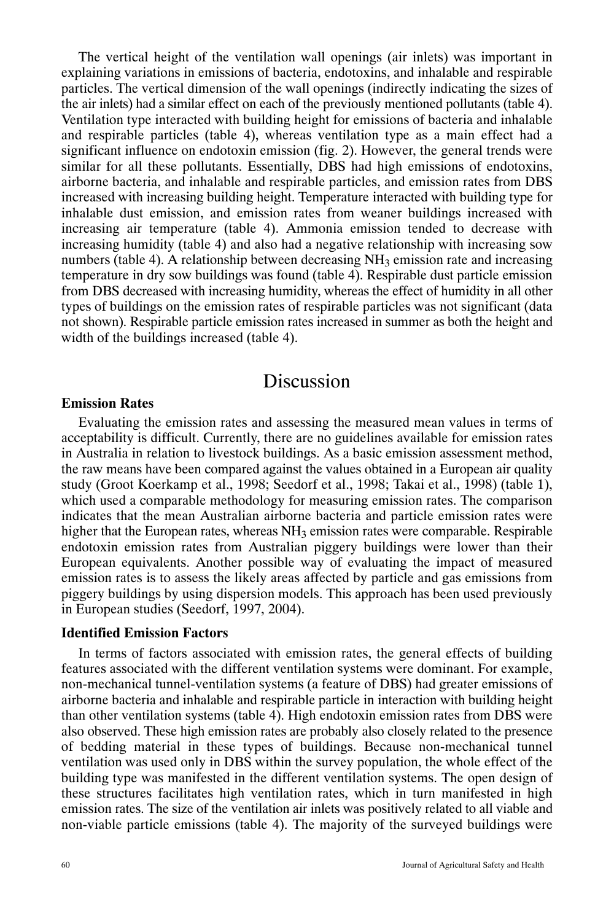The vertical height of the ventilation wall openings (air inlets) was important in explaining variations in emissions of bacteria, endotoxins, and inhalable and respirable particles. The vertical dimension of the wall openings (indirectly indicating the sizes of the air inlets) had a similar effect on each of the previously mentioned pollutants (table 4). Ventilation type interacted with building height for emissions of bacteria and inhalable and respirable particles (table 4), whereas ventilation type as a main effect had a significant influence on endotoxin emission (fig. 2). However, the general trends were similar for all these pollutants. Essentially, DBS had high emissions of endotoxins, airborne bacteria, and inhalable and respirable particles, and emission rates from DBS increased with increasing building height. Temperature interacted with building type for inhalable dust emission, and emission rates from weaner buildings increased with increasing air temperature (table 4). Ammonia emission tended to decrease with increasing humidity (table 4) and also had a negative relationship with increasing sow numbers (table 4). A relationship between decreasing $NH_3$ emission rate and increasing temperature in dry sow buildings was found (table 4). Respirable dust particle emission from DBS decreased with increasing humidity, whereas the effect of humidity in all other types of buildings on the emission rates of respirable particles was not significant (data not shown). Respirable particle emission rates increased in summer as both the height and width of the buildings increased (table 4).

# Discussion

## Emission Rates

Evaluating the emission rates and assessing the measured mean values in terms of acceptability is difficult. Currently, there are no guidelines available for emission rates in Australia in relation to livestock buildings. As a basic emission assessment method, the raw means have been compared against the values obtained in a European air quality study (Groot Koerkamp et al., 1998; Seedorf et al., 1998; Takai et al., 1998) (table 1), which used a comparable methodology for measuring emission rates. The comparison indicates that the mean Australian airborne bacteria and particle emission rates were higher that the European rates, whereas $NH_3$ emission rates were comparable. Respirable endotoxin emission rates from Australian piggery buildings were lower than their European equivalents. Another possible way of evaluating the impact of measured emission rates is to assess the likely areas affected by particle and gas emissions from piggery buildings by using dispersion models. This approach has been used previously in European studies (Seedorf, 1997, 2004).

## Identified Emission Factors

In terms of factors associated with emission rates, the general effects of building features associated with the different ventilation systems were dominant. For example, non-mechanical tunnel-ventilation systems (a feature of DBS) had greater emissions of airborne bacteria and inhalable and respirable particle in interaction with building height than other ventilation systems (table 4). High endotoxin emission rates from DBS were also observed. These high emission rates are probably also closely related to the presence of bedding material in these types of buildings. Because non-mechanical tunnel ventilation was used only in DBS within the survey population, the whole effect of the building type was manifested in the different ventilation systems. The open design of these structures facilitates high ventilation rates, which in turn manifested in high emission rates. The size of the ventilation air inlets was positively related to all viable and non-viable particle emissions (table 4). The majority of the surveyed buildings were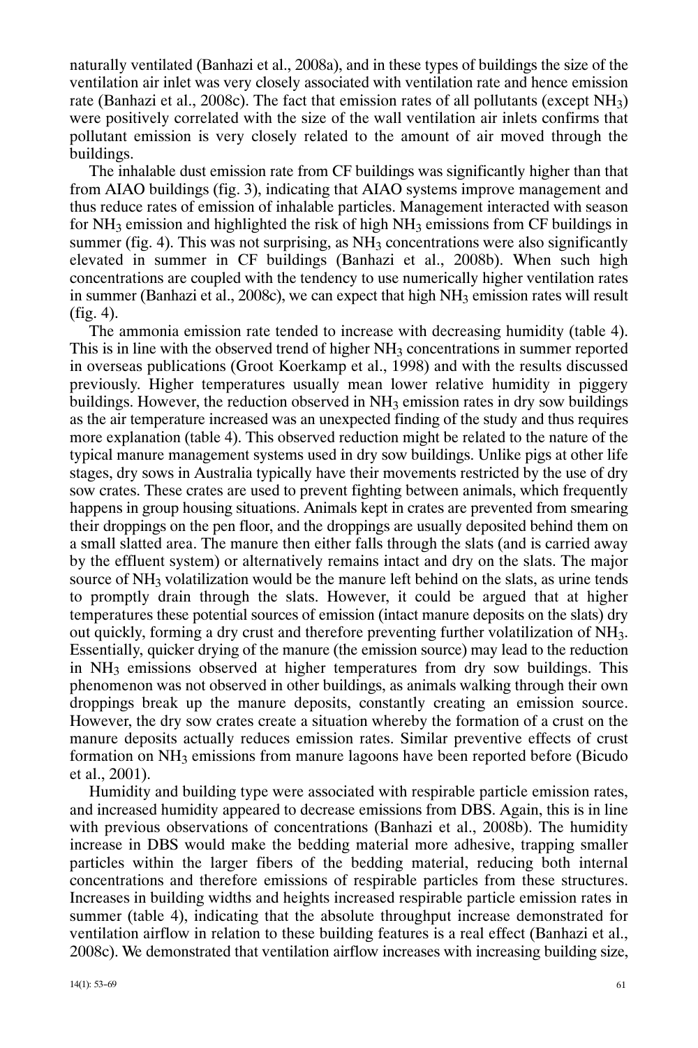naturally ventilated (Banhazi et al., 2008a), and in these types of buildings the size of the ventilation air inlet was very closely associated with ventilation rate and hence emission rate (Banhazi et al., 2008c). The fact that emission rates of all pollutants (except $NH_3$) were positively correlated with the size of the wall ventilation air inlets confirms that pollutant emission is very closely related to the amount of air moved through the buildings.

The inhalable dust emission rate from CF buildings was significantly higher than that from AIAO buildings (fig. 3), indicating that AIAO systems improve management and thus reduce rates of emission of inhalable particles. Management interacted with season for $NH_3$ emission and highlighted the risk of high $NH_3$ emissions from CF buildings in summer (fig. 4). This was not surprising, as $NH_3$ concentrations were also significantly elevated in summer in CF buildings (Banhazi et al., 2008b). When such high concentrations are coupled with the tendency to use numerically higher ventilation rates in summer (Banhazi et al., 2008c), we can expect that high $NH_3$ emission rates will result (fig. 4).

The ammonia emission rate tended to increase with decreasing humidity (table 4). This is in line with the observed trend of higher $NH_3$ concentrations in summer reported in overseas publications (Groot Koerkamp et al., 1998) and with the results discussed previously. Higher temperatures usually mean lower relative humidity in piggery buildings. However, the reduction observed in $NH_3$ emission rates in dry sow buildings as the air temperature increased was an unexpected finding of the study and thus requires more explanation (table 4). This observed reduction might be related to the nature of the typical manure management systems used in dry sow buildings. Unlike pigs at other life stages, dry sows in Australia typically have their movements restricted by the use of dry sow crates. These crates are used to prevent fighting between animals, which frequently happens in group housing situations. Animals kept in crates are prevented from smearing their droppings on the pen floor, and the droppings are usually deposited behind them on a small slatted area. The manure then either falls through the slats (and is carried away by the effluent system) or alternatively remains intact and dry on the slats. The major source of $NH_3$ volatilization would be the manure left behind on the slats, as urine tends to promptly drain through the slats. However, it could be argued that at higher temperatures these potential sources of emission (intact manure deposits on the slats) dry out quickly, forming a dry crust and therefore preventing further volatilization of $NH_3$. Essentially, quicker drying of the manure (the emission source) may lead to the reduction in $NH_3$ emissions observed at higher temperatures from dry sow buildings. This phenomenon was not observed in other buildings, as animals walking through their own droppings break up the manure deposits, constantly creating an emission source. However, the dry sow crates create a situation whereby the formation of a crust on the manure deposits actually reduces emission rates. Similar preventive effects of crust formation on $NH_3$ emissions from manure lagoons have been reported before (Bicudo et al., 2001).

Humidity and building type were associated with respirable particle emission rates, and increased humidity appeared to decrease emissions from DBS. Again, this is in line with previous observations of concentrations (Banhazi et al., 2008b). The humidity increase in DBS would make the bedding material more adhesive, trapping smaller particles within the larger fibers of the bedding material, reducing both internal concentrations and therefore emissions of respirable particles from these structures. Increases in building widths and heights increased respirable particle emission rates in summer (table 4), indicating that the absolute throughput increase demonstrated for ventilation airflow in relation to these building features is a real effect (Banhazi et al., 2008c). We demonstrated that ventilation airflow increases with increasing building size,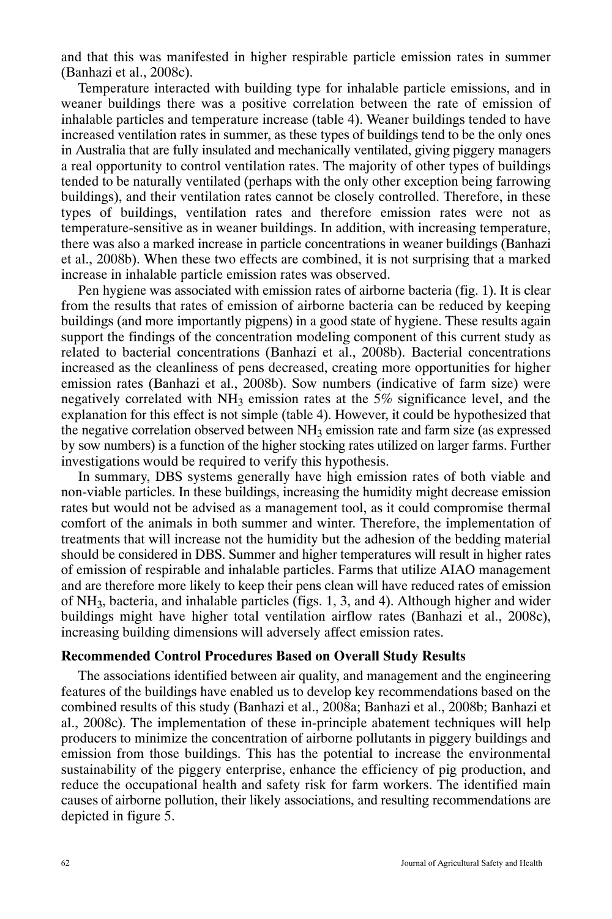and that this was manifested in higher respirable particle emission rates in summer (Banhazi et al., 2008c).

Temperature interacted with building type for inhalable particle emissions, and in weaner buildings there was a positive correlation between the rate of emission of inhalable particles and temperature increase (table 4). Weaner buildings tended to have increased ventilation rates in summer, as these types of buildings tend to be the only ones in Australia that are fully insulated and mechanically ventilated, giving piggery managers a real opportunity to control ventilation rates. The majority of other types of buildings tended to be naturally ventilated (perhaps with the only other exception being farrowing buildings), and their ventilation rates cannot be closely controlled. Therefore, in these types of buildings, ventilation rates and therefore emission rates were not as temperature-sensitive as in weaner buildings. In addition, with increasing temperature, there was also a marked increase in particle concentrations in weaner buildings (Banhazi et al., 2008b). When these two effects are combined, it is not surprising that a marked increase in inhalable particle emission rates was observed.

Pen hygiene was associated with emission rates of airborne bacteria (fig. 1). It is clear from the results that rates of emission of airborne bacteria can be reduced by keeping buildings (and more importantly pigpens) in a good state of hygiene. These results again support the findings of the concentration modeling component of this current study as related to bacterial concentrations (Banhazi et al., 2008b). Bacterial concentrations increased as the cleanliness of pens decreased, creating more opportunities for higher emission rates (Banhazi et al., 2008b). Sow numbers (indicative of farm size) were negatively correlated with $NH_3$ emission rates at the 5% significance level, and the explanation for this effect is not simple (table 4). However, it could be hypothesized that the negative correlation observed between $NH_3$ emission rate and farm size (as expressed by sow numbers) is a function of the higher stocking rates utilized on larger farms. Further investigations would be required to verify this hypothesis.

In summary, DBS systems generally have high emission rates of both viable and non-viable particles. In these buildings, increasing the humidity might decrease emission rates but would not be advised as a management tool, as it could compromise thermal comfort of the animals in both summer and winter. Therefore, the implementation of treatments that will increase not the humidity but the adhesion of the bedding material should be considered in DBS. Summer and higher temperatures will result in higher rates of emission of respirable and inhalable particles. Farms that utilize AIAO management and are therefore more likely to keep their pens clean will have reduced rates of emission of $NH_3$, bacteria, and inhalable particles (figs. 1, 3, and 4). Although higher and wider buildings might have higher total ventilation airflow rates (Banhazi et al., 2008c), increasing building dimensions will adversely affect emission rates.

### Recommended Control Procedures Based on Overall Study Results

The associations identified between air quality, and management and the engineering features of the buildings have enabled us to develop key recommendations based on the combined results of this study (Banhazi et al., 2008a; Banhazi et al., 2008b; Banhazi et al., 2008c). The implementation of these in-principle abatement techniques will help producers to minimize the concentration of airborne pollutants in piggery buildings and emission from those buildings. This has the potential to increase the environmental sustainability of the piggery enterprise, enhance the efficiency of pig production, and reduce the occupational health and safety risk for farm workers. The identified main causes of airborne pollution, their likely associations, and resulting recommendations are depicted in figure 5.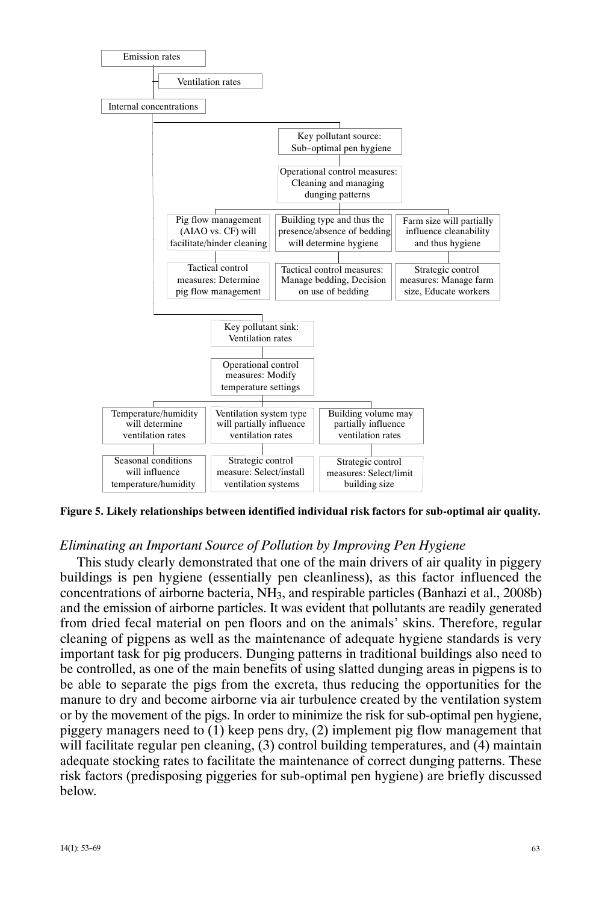Emission rates

Ventilation rates

Internal concentrations

- Key pollutant source: Sub-optimal pen hygiene
  - Operational control measures: Cleaning and managing dunging patterns
    - Pig flow management (AIAO vs. CF) will facilitate/hinder cleaning
      - Tactical control measures: Determine pig flow management
    - Building type and thus the presence/absence of bedding will determine hygiene
      - Tactical control measures: Manage bedding, Decision on use of bedding
    - Farm size will partially influence cleanability and thus hygiene
      - Strategic control measures: Manage farm size, Educate workers
- Key pollutant sink: Ventilation rates
  - Operational control measures: Modify temperature settings
    - Temperature/humidity will determine ventilation rates
      - Seasonal conditions will influence temperature/humidity
    - Ventilation system type will partially influence ventilation rates
      - Strategic control measure: Select/install ventilation systems
    - Building volume may partially influence ventilation rates
      - Strategic control measures: Select/limit building size

**Figure 5. Likely relationships between identified individual risk factors for sub-optimal air quality.**

### *Eliminating an Important Source of Pollution by Improving Pen Hygiene*

This study clearly demonstrated that one of the main drivers of air quality in piggery buildings is pen hygiene (essentially pen cleanliness), as this factor influenced the concentrations of airborne bacteria, $NH_3$, and respirable particles (Banhazi et al., 2008b) and the emission of airborne particles. It was evident that pollutants are readily generated from dried fecal material on pen floors and on the animals' skins. Therefore, regular cleaning of pigpens as well as the maintenance of adequate hygiene standards is very important task for pig producers. Dunging patterns in traditional buildings also need to be controlled, as one of the main benefits of using slatted dunging areas in pigpens is to be able to separate the pigs from the excreta, thus reducing the opportunities for the manure to dry and become airborne via air turbulence created by the ventilation system or by the movement of the pigs. In order to minimize the risk for sub-optimal pen hygiene, piggery managers need to (1) keep pens dry, (2) implement pig flow management that will facilitate regular pen cleaning, (3) control building temperatures, and (4) maintain adequate stocking rates to facilitate the maintenance of correct dunging patterns. These risk factors (predisposing piggeries for sub-optimal pen hygiene) are briefly discussed below.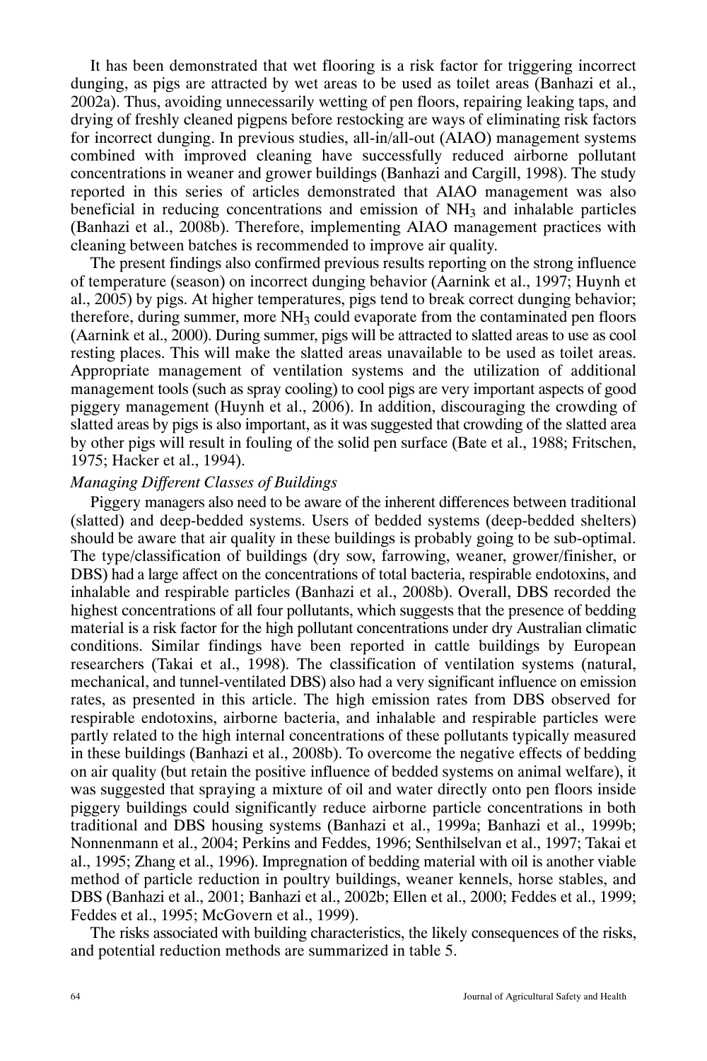It has been demonstrated that wet flooring is a risk factor for triggering incorrect dunging, as pigs are attracted by wet areas to be used as toilet areas (Banhazi et al., 2002a). Thus, avoiding unnecessarily wetting of pen floors, repairing leaking taps, and drying of freshly cleaned pigpens before restocking are ways of eliminating risk factors for incorrect dunging. In previous studies, all-in/all-out (AIAO) management systems combined with improved cleaning have successfully reduced airborne pollutant concentrations in weaner and grower buildings (Banhazi and Cargill, 1998). The study reported in this series of articles demonstrated that AIAO management was also beneficial in reducing concentrations and emission of $NH_3$ and inhalable particles (Banhazi et al., 2008b). Therefore, implementing AIAO management practices with cleaning between batches is recommended to improve air quality.

The present findings also confirmed previous results reporting on the strong influence of temperature (season) on incorrect dunging behavior (Aarnink et al., 1997; Huynh et al., 2005) by pigs. At higher temperatures, pigs tend to break correct dunging behavior; therefore, during summer, more $NH_3$ could evaporate from the contaminated pen floors (Aarnink et al., 2000). During summer, pigs will be attracted to slatted areas to use as cool resting places. This will make the slatted areas unavailable to be used as toilet areas. Appropriate management of ventilation systems and the utilization of additional management tools (such as spray cooling) to cool pigs are very important aspects of good piggery management (Huynh et al., 2006). In addition, discouraging the crowding of slatted areas by pigs is also important, as it was suggested that crowding of the slatted area by other pigs will result in fouling of the solid pen surface (Bate et al., 1988; Fritschen, 1975; Hacker et al., 1994).

*Managing Different Classes of Buildings*

Piggery managers also need to be aware of the inherent differences between traditional (slatted) and deep-bedded systems. Users of bedded systems (deep-bedded shelters) should be aware that air quality in these buildings is probably going to be sub-optimal. The type/classification of buildings (dry sow, farrowing, weaner, grower/finisher, or DBS) had a large affect on the concentrations of total bacteria, respirable endotoxins, and inhalable and respirable particles (Banhazi et al., 2008b). Overall, DBS recorded the highest concentrations of all four pollutants, which suggests that the presence of bedding material is a risk factor for the high pollutant concentrations under dry Australian climatic conditions. Similar findings have been reported in cattle buildings by European researchers (Takai et al., 1998). The classification of ventilation systems (natural, mechanical, and tunnel-ventilated DBS) also had a very significant influence on emission rates, as presented in this article. The high emission rates from DBS observed for respirable endotoxins, airborne bacteria, and inhalable and respirable particles were partly related to the high internal concentrations of these pollutants typically measured in these buildings (Banhazi et al., 2008b). To overcome the negative effects of bedding on air quality (but retain the positive influence of bedded systems on animal welfare), it was suggested that spraying a mixture of oil and water directly onto pen floors inside piggery buildings could significantly reduce airborne particle concentrations in both traditional and DBS housing systems (Banhazi et al., 1999a; Banhazi et al., 1999b; Nonnenmann et al., 2004; Perkins and Feddes, 1996; Senthilselvan et al., 1997; Takai et al., 1995; Zhang et al., 1996). Impregnation of bedding material with oil is another viable method of particle reduction in poultry buildings, weaner kennels, horse stables, and DBS (Banhazi et al., 2001; Banhazi et al., 2002b; Ellen et al., 2000; Feddes et al., 1999; Feddes et al., 1995; McGovern et al., 1999).

The risks associated with building characteristics, the likely consequences of the risks, and potential reduction methods are summarized in table 5.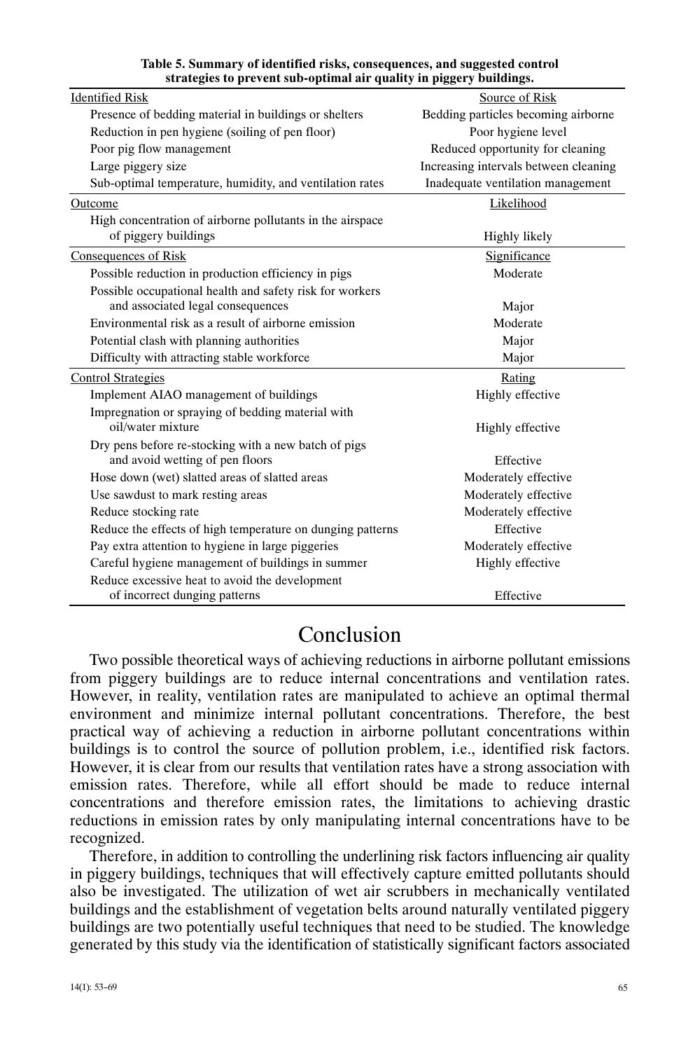**Table 5. Summary of identified risks, consequences, and suggested control strategies to prevent sub-optimal air quality in piggery buildings.**

| Identified Risk | Source of Risk |
|---|---|
| Presence of bedding material in buildings or shelters | Bedding particles becoming airborne |
| Reduction in pen hygiene (soiling of pen floor) | Poor hygiene level |
| Poor pig flow management | Reduced opportunity for cleaning |
| Large piggery size | Increasing intervals between cleaning |
| Sub-optimal temperature, humidity, and ventilation rates | Inadequate ventilation management |
| **Outcome** | **Likelihood** |
| High concentration of airborne pollutants in the airspace of piggery buildings | Highly likely |
| **Consequences of Risk** | **Significance** |
| Possible reduction in production efficiency in pigs | Moderate |
| Possible occupational health and safety risk for workers and associated legal consequences | Major |
| Environmental risk as a result of airborne emission | Moderate |
| Potential clash with planning authorities | Major |
| Difficulty with attracting stable workforce | Major |
| **Control Strategies** | **Rating** |
| Implement AIAO management of buildings | Highly effective |
| Impregnation or spraying of bedding material with oil/water mixture | Highly effective |
| Dry pens before re-stocking with a new batch of pigs and avoid wetting of pen floors | Effective |
| Hose down (wet) slatted areas of slatted areas | Moderately effective |
| Use sawdust to mark resting areas | Moderately effective |
| Reduce stocking rate | Moderately effective |
| Reduce the effects of high temperature on dunging patterns | Effective |
| Pay extra attention to hygiene in large piggeries | Moderately effective |
| Careful hygiene management of buildings in summer | Highly effective |
| Reduce excessive heat to avoid the development of incorrect dunging patterns | Effective |

# Conclusion

Two possible theoretical ways of achieving reductions in airborne pollutant emissions from piggery buildings are to reduce internal concentrations and ventilation rates. However, in reality, ventilation rates are manipulated to achieve an optimal thermal environment and minimize internal pollutant concentrations. Therefore, the best practical way of achieving a reduction in airborne pollutant concentrations within buildings is to control the source of pollution problem, i.e., identified risk factors. However, it is clear from our results that ventilation rates have a strong association with emission rates. Therefore, while all effort should be made to reduce internal concentrations and therefore emission rates, the limitations to achieving drastic reductions in emission rates by only manipulating internal concentrations have to be recognized.

Therefore, in addition to controlling the underlining risk factors influencing air quality in piggery buildings, techniques that will effectively capture emitted pollutants should also be investigated. The utilization of wet air scrubbers in mechanically ventilated buildings and the establishment of vegetation belts around naturally ventilated piggery buildings are two potentially useful techniques that need to be studied. The knowledge generated by this study via the identification of statistically significant factors associated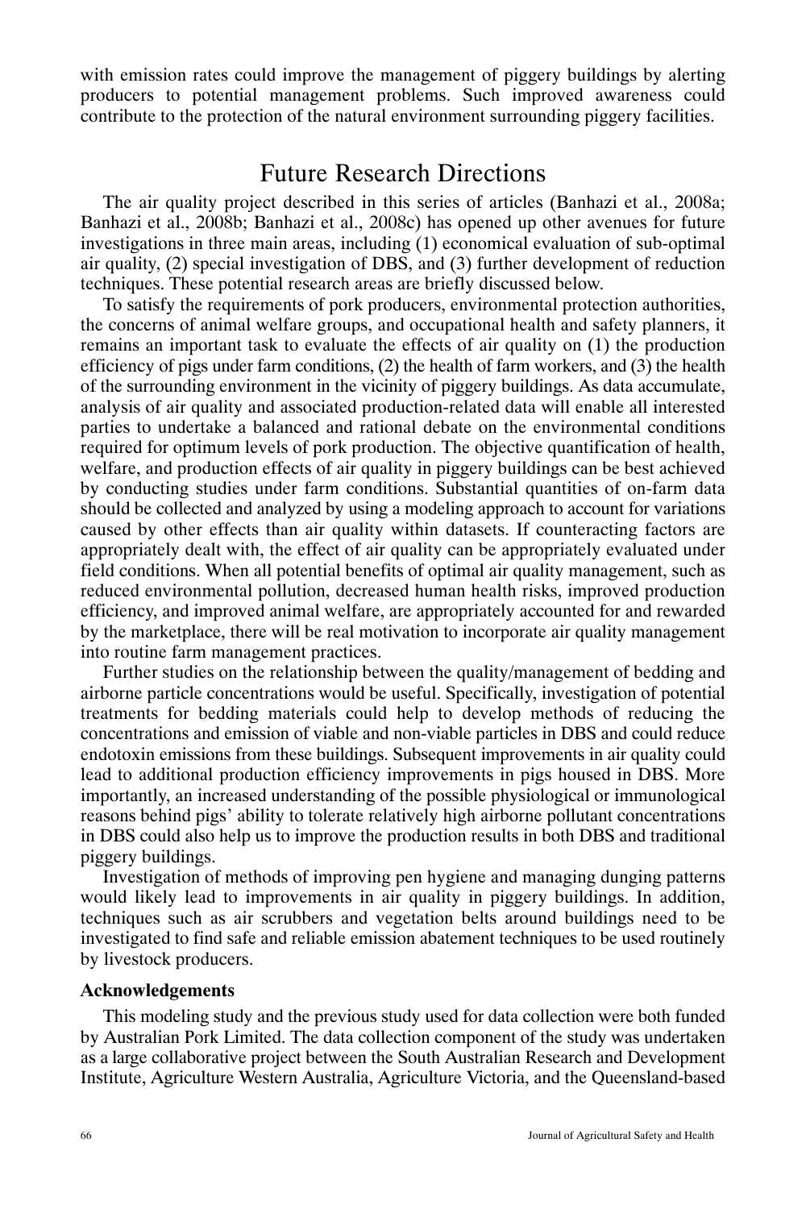with emission rates could improve the management of piggery buildings by alerting producers to potential management problems. Such improved awareness could contribute to the protection of the natural environment surrounding piggery facilities.

# Future Research Directions

The air quality project described in this series of articles (Banhazi et al., 2008a; Banhazi et al., 2008b; Banhazi et al., 2008c) has opened up other avenues for future investigations in three main areas, including (1) economical evaluation of sub-optimal air quality, (2) special investigation of DBS, and (3) further development of reduction techniques. These potential research areas are briefly discussed below.

To satisfy the requirements of pork producers, environmental protection authorities, the concerns of animal welfare groups, and occupational health and safety planners, it remains an important task to evaluate the effects of air quality on (1) the production efficiency of pigs under farm conditions, (2) the health of farm workers, and (3) the health of the surrounding environment in the vicinity of piggery buildings. As data accumulate, analysis of air quality and associated production-related data will enable all interested parties to undertake a balanced and rational debate on the environmental conditions required for optimum levels of pork production. The objective quantification of health, welfare, and production effects of air quality in piggery buildings can be best achieved by conducting studies under farm conditions. Substantial quantities of on-farm data should be collected and analyzed by using a modeling approach to account for variations caused by other effects than air quality within datasets. If counteracting factors are appropriately dealt with, the effect of air quality can be appropriately evaluated under field conditions. When all potential benefits of optimal air quality management, such as reduced environmental pollution, decreased human health risks, improved production efficiency, and improved animal welfare, are appropriately accounted for and rewarded by the marketplace, there will be real motivation to incorporate air quality management into routine farm management practices.

Further studies on the relationship between the quality/management of bedding and airborne particle concentrations would be useful. Specifically, investigation of potential treatments for bedding materials could help to develop methods of reducing the concentrations and emission of viable and non-viable particles in DBS and could reduce endotoxin emissions from these buildings. Subsequent improvements in air quality could lead to additional production efficiency improvements in pigs housed in DBS. More importantly, an increased understanding of the possible physiological or immunological reasons behind pigs' ability to tolerate relatively high airborne pollutant concentrations in DBS could also help us to improve the production results in both DBS and traditional piggery buildings.

Investigation of methods of improving pen hygiene and managing dunging patterns would likely lead to improvements in air quality in piggery buildings. In addition, techniques such as air scrubbers and vegetation belts around buildings need to be investigated to find safe and reliable emission abatement techniques to be used routinely by livestock producers.

### Acknowledgements

This modeling study and the previous study used for data collection were both funded by Australian Pork Limited. The data collection component of the study was undertaken as a large collaborative project between the South Australian Research and Development Institute, Agriculture Western Australia, Agriculture Victoria, and the Queensland-based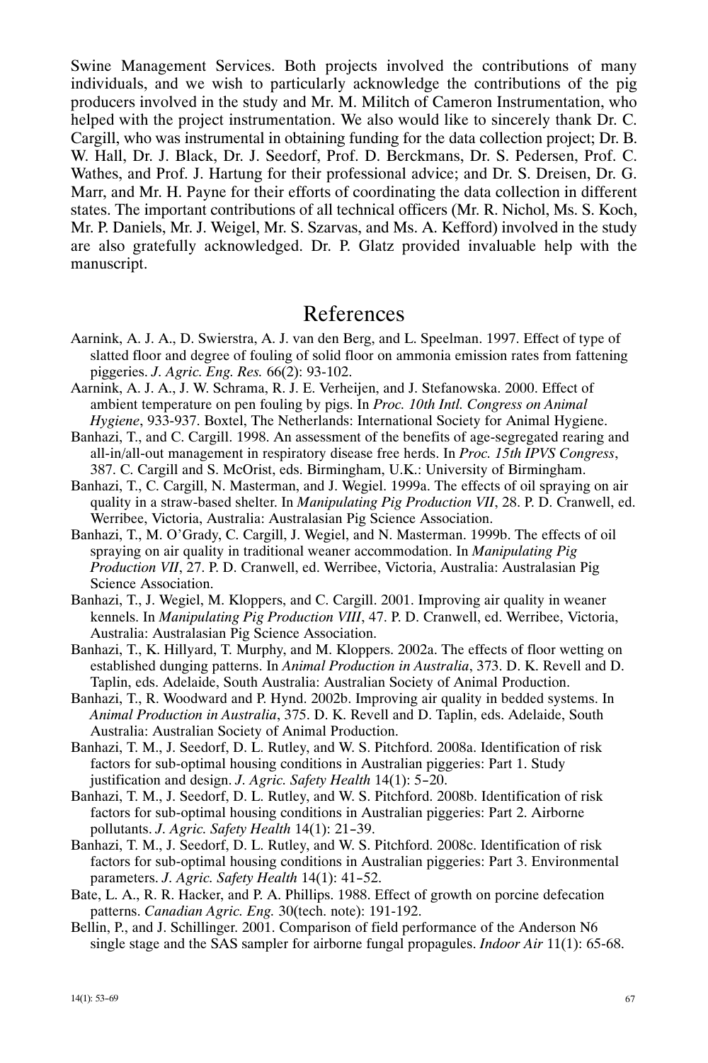Swine Management Services. Both projects involved the contributions of many individuals, and we wish to particularly acknowledge the contributions of the pig producers involved in the study and Mr. M. Militch of Cameron Instrumentation, who helped with the project instrumentation. We also would like to sincerely thank Dr. C. Cargill, who was instrumental in obtaining funding for the data collection project; Dr. B. W. Hall, Dr. J. Black, Dr. J. Seedorf, Prof. D. Berckmans, Dr. S. Pedersen, Prof. C. Wathes, and Prof. J. Hartung for their professional advice; and Dr. S. Dreisen, Dr. G. Marr, and Mr. H. Payne for their efforts of coordinating the data collection in different states. The important contributions of all technical officers (Mr. R. Nichol, Ms. S. Koch, Mr. P. Daniels, Mr. J. Weigel, Mr. S. Szarvas, and Ms. A. Kefford) involved in the study are also gratefully acknowledged. Dr. P. Glatz provided invaluable help with the manuscript.

## References

Aarnink, A. J. A., D. Swierstra, A. J. van den Berg, and L. Speelman. 1997. Effect of type of slatted floor and degree of fouling of solid floor on ammonia emission rates from fattening piggeries. *J. Agric. Eng. Res.* 66(2): 93-102.

Aarnink, A. J. A., J. W. Schrama, R. J. E. Verheijen, and J. Stefanowska. 2000. Effect of ambient temperature on pen fouling by pigs. In *Proc. 10th Intl. Congress on Animal Hygiene*, 933-937. Boxtel, The Netherlands: International Society for Animal Hygiene.

Banhazi, T., and C. Cargill. 1998. An assessment of the benefits of age-segregated rearing and all-in/all-out management in respiratory disease free herds. In *Proc. 15th IPVS Congress*, 387. C. Cargill and S. McOrist, eds. Birmingham, U.K.: University of Birmingham.

Banhazi, T., C. Cargill, N. Masterman, and J. Wegiel. 1999a. The effects of oil spraying on air quality in a straw-based shelter. In *Manipulating Pig Production VII*, 28. P. D. Cranwell, ed. Werribee, Victoria, Australia: Australasian Pig Science Association.

Banhazi, T., M. O'Grady, C. Cargill, J. Wegiel, and N. Masterman. 1999b. The effects of oil spraying on air quality in traditional weaner accommodation. In *Manipulating Pig Production VII*, 27. P. D. Cranwell, ed. Werribee, Victoria, Australia: Australasian Pig Science Association.

Banhazi, T., J. Wegiel, M. Kloppers, and C. Cargill. 2001. Improving air quality in weaner kennels. In *Manipulating Pig Production VIII*, 47. P. D. Cranwell, ed. Werribee, Victoria, Australia: Australasian Pig Science Association.

Banhazi, T., K. Hillyard, T. Murphy, and M. Kloppers. 2002a. The effects of floor wetting on established dunging patterns. In *Animal Production in Australia*, 373. D. K. Revell and D. Taplin, eds. Adelaide, South Australia: Australian Society of Animal Production.

Banhazi, T., R. Woodward and P. Hynd. 2002b. Improving air quality in bedded systems. In *Animal Production in Australia*, 375. D. K. Revell and D. Taplin, eds. Adelaide, South Australia: Australian Society of Animal Production.

Banhazi, T. M., J. Seedorf, D. L. Rutley, and W. S. Pitchford. 2008a. Identification of risk factors for sub-optimal housing conditions in Australian piggeries: Part 1. Study justification and design. *J. Agric. Safety Health* 14(1): 5–20.

Banhazi, T. M., J. Seedorf, D. L. Rutley, and W. S. Pitchford. 2008b. Identification of risk factors for sub-optimal housing conditions in Australian piggeries: Part 2. Airborne pollutants. *J. Agric. Safety Health* 14(1): 21–39.

Banhazi, T. M., J. Seedorf, D. L. Rutley, and W. S. Pitchford. 2008c. Identification of risk factors for sub-optimal housing conditions in Australian piggeries: Part 3. Environmental parameters. *J. Agric. Safety Health* 14(1): 41–52.

Bate, L. A., R. R. Hacker, and P. A. Phillips. 1988. Effect of growth on porcine defecation patterns. *Canadian Agric. Eng.* 30(tech. note): 191-192.

Bellin, P., and J. Schillinger. 2001. Comparison of field performance of the Anderson N6 single stage and the SAS sampler for airborne fungal propagules. *Indoor Air* 11(1): 65-68.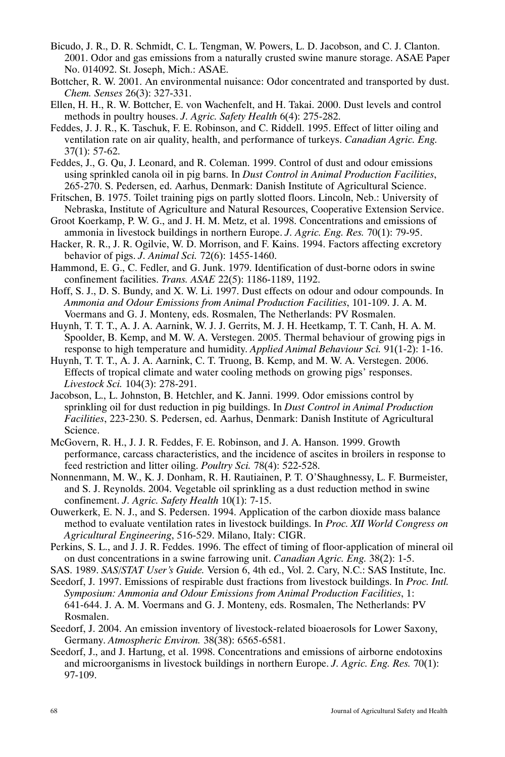Bicudo, J. R., D. R. Schmidt, C. L. Tengman, W. Powers, L. D. Jacobson, and C. J. Clanton. 2001. Odor and gas emissions from a naturally crusted swine manure storage. ASAE Paper No. 014092. St. Joseph, Mich.: ASAE.

Bottcher, R. W. 2001. An environmental nuisance: Odor concentrated and transported by dust. *Chem. Senses* 26(3): 327-331.

Ellen, H. H., R. W. Bottcher, E. von Wachenfelt, and H. Takai. 2000. Dust levels and control methods in poultry houses. *J. Agric. Safety Health* 6(4): 275-282.

Feddes, J. J. R., K. Taschuk, F. E. Robinson, and C. Riddell. 1995. Effect of litter oiling and ventilation rate on air quality, health, and performance of turkeys. *Canadian Agric. Eng.* 37(1): 57-62.

Feddes, J., G. Qu, J. Leonard, and R. Coleman. 1999. Control of dust and odour emissions using sprinkled canola oil in pig barns. In *Dust Control in Animal Production Facilities*, 265-270. S. Pedersen, ed. Aarhus, Denmark: Danish Institute of Agricultural Science.

Fritschen, B. 1975. Toilet training pigs on partly slotted floors. Lincoln, Neb.: University of Nebraska, Institute of Agriculture and Natural Resources, Cooperative Extension Service.

Groot Koerkamp, P. W. G., and J. H. M. Metz, et al. 1998. Concentrations and emissions of ammonia in livestock buildings in northern Europe. *J. Agric. Eng. Res.* 70(1): 79-95.

Hacker, R. R., J. R. Ogilvie, W. D. Morrison, and F. Kains. 1994. Factors affecting excretory behavior of pigs. *J. Animal Sci.* 72(6): 1455-1460.

Hammond, E. G., C. Fedler, and G. Junk. 1979. Identification of dust-borne odors in swine confinement facilities. *Trans. ASAE* 22(5): 1186-1189, 1192.

Hoff, S. J., D. S. Bundy, and X. W. Li. 1997. Dust effects on odour and odour compounds. In *Ammonia and Odour Emissions from Animal Production Facilities*, 101-109. J. A. M. Voermans and G. J. Monteny, eds. Rosmalen, The Netherlands: PV Rosmalen.

Huynh, T. T. T., A. J. A. Aarnink, W. J. J. Gerrits, M. J. H. Heetkamp, T. T. Canh, H. A. M. Spoolder, B. Kemp, and M. W. A. Verstegen. 2005. Thermal behaviour of growing pigs in response to high temperature and humidity. *Applied Animal Behaviour Sci.* 91(1-2): 1-16.

Huynh, T. T. T., A. J. A. Aarnink, C. T. Truong, B. Kemp, and M. W. A. Verstegen. 2006. Effects of tropical climate and water cooling methods on growing pigs' responses. *Livestock Sci.* 104(3): 278-291.

Jacobson, L., L. Johnston, B. Hetchler, and K. Janni. 1999. Odor emissions control by sprinkling oil for dust reduction in pig buildings. In *Dust Control in Animal Production Facilities*, 223-230. S. Pedersen, ed. Aarhus, Denmark: Danish Institute of Agricultural Science.

McGovern, R. H., J. J. R. Feddes, F. E. Robinson, and J. A. Hanson. 1999. Growth performance, carcass characteristics, and the incidence of ascites in broilers in response to feed restriction and litter oiling. *Poultry Sci.* 78(4): 522-528.

Nonnenmann, M. W., K. J. Donham, R. H. Rautiainen, P. T. O'Shaughnessy, L. F. Burmeister, and S. J. Reynolds. 2004. Vegetable oil sprinkling as a dust reduction method in swine confinement. *J. Agric. Safety Health* 10(1): 7-15.

Ouwerkerk, E. N. J., and S. Pedersen. 1994. Application of the carbon dioxide mass balance method to evaluate ventilation rates in livestock buildings. In *Proc. XII World Congress on Agricultural Engineering*, 516-529. Milano, Italy: CIGR.

Perkins, S. L., and J. J. R. Feddes. 1996. The effect of timing of floor-application of mineral oil on dust concentrations in a swine farrowing unit. *Canadian Agric. Eng.* 38(2): 1-5.

SAS. 1989. *SAS/STAT User's Guide.* Version 6, 4th ed., Vol. 2. Cary, N.C.: SAS Institute, Inc.

Seedorf, J. 1997. Emissions of respirable dust fractions from livestock buildings. In *Proc. Intl. Symposium: Ammonia and Odour Emissions from Animal Production Facilities*, 1: 641-644. J. A. M. Voermans and G. J. Monteny, eds. Rosmalen, The Netherlands: PV Rosmalen.

Seedorf, J. 2004. An emission inventory of livestock-related bioaerosols for Lower Saxony, Germany. *Atmospheric Environ.* 38(38): 6565-6581.

Seedorf, J., and J. Hartung, et al. 1998. Concentrations and emissions of airborne endotoxins and microorganisms in livestock buildings in northern Europe. *J. Agric. Eng. Res.* 70(1): 97-109.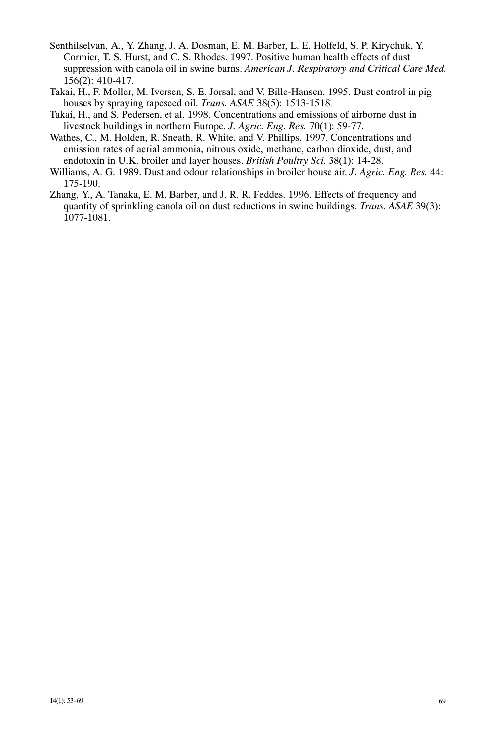Senthilselvan, A., Y. Zhang, J. A. Dosman, E. M. Barber, L. E. Holfeld, S. P. Kirychuk, Y. Cormier, T. S. Hurst, and C. S. Rhodes. 1997. Positive human health effects of dust suppression with canola oil in swine barns. *American J. Respiratory and Critical Care Med.* 156(2): 410-417.

Takai, H., F. Moller, M. Iversen, S. E. Jorsal, and V. Bille-Hansen. 1995. Dust control in pig houses by spraying rapeseed oil. *Trans. ASAE* 38(5): 1513-1518.

Takai, H., and S. Pedersen, et al. 1998. Concentrations and emissions of airborne dust in livestock buildings in northern Europe. *J. Agric. Eng. Res.* 70(1): 59-77.

Wathes, C., M. Holden, R. Sneath, R. White, and V. Phillips. 1997. Concentrations and emission rates of aerial ammonia, nitrous oxide, methane, carbon dioxide, dust, and endotoxin in U.K. broiler and layer houses. *British Poultry Sci.* 38(1): 14-28.

Williams, A. G. 1989. Dust and odour relationships in broiler house air. *J. Agric. Eng. Res.* 44: 175-190.

Zhang, Y., A. Tanaka, E. M. Barber, and J. R. R. Feddes. 1996. Effects of frequency and quantity of sprinkling canola oil on dust reductions in swine buildings. *Trans. ASAE* 39(3): 1077-1081.